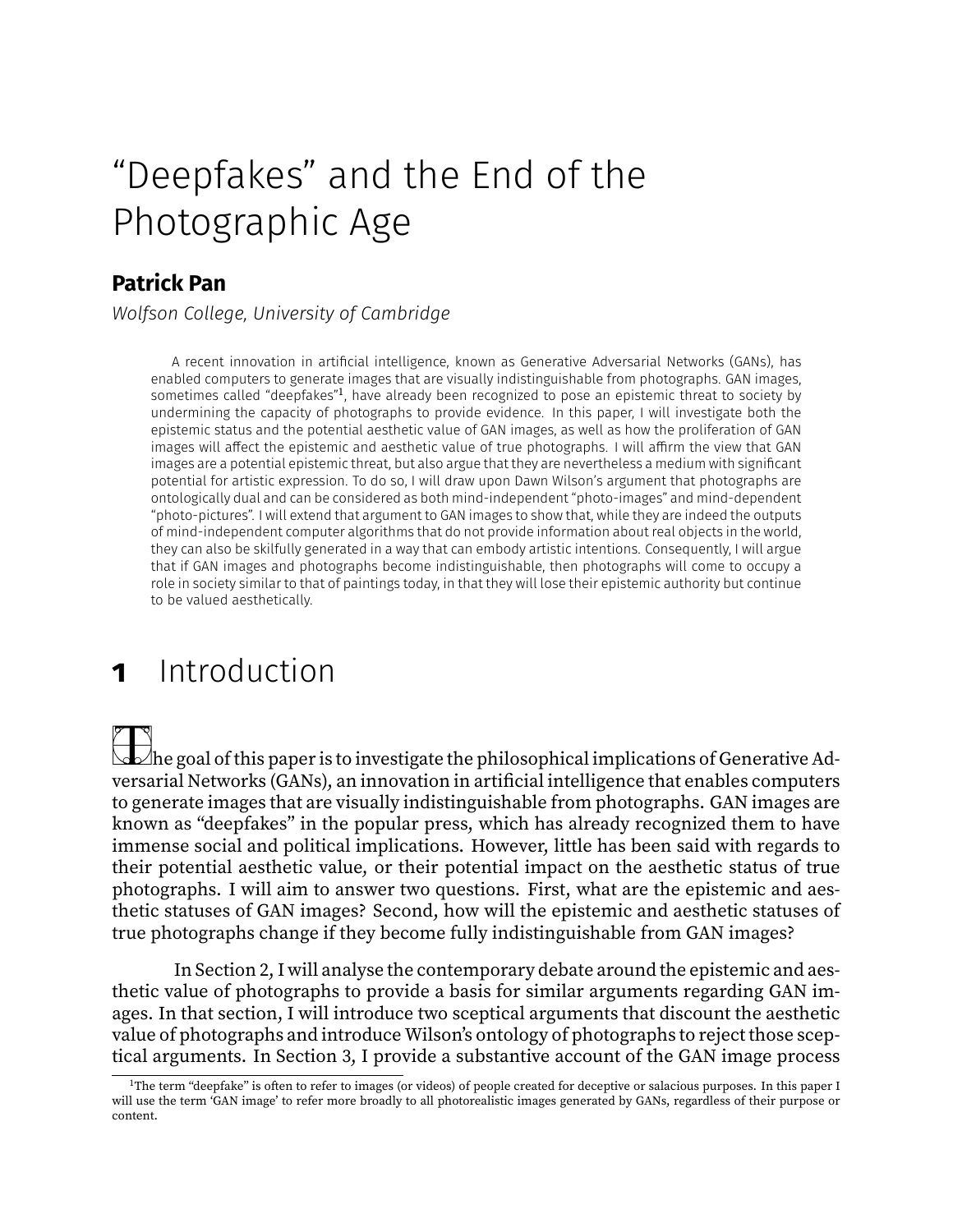# "Deepfakes" and the End of the Photographic Age

**Patrick Pan**

*Wolfson College, University of Cambridge*

A recent innovation in artificial intelligence, known as Generative Adversarial Networks (GANs), has enabled computers to generate images that are visually indistinguishable from photographs. GAN images, sometimes called "deepfakes"[1], have already been recognized to pose an epistemic threat to society by undermining the capacity of photographs to provide evidence. In this paper, I will investigate both the epistemic status and the potential aesthetic value of GAN images, as well as how the proliferation of GAN images will affect the epistemic and aesthetic value of true photographs. I will affirm the view that GAN images are a potential epistemic threat, but also argue that they are nevertheless a medium with significant potential for artistic expression. To do so, I will draw upon Dawn Wilson's argument that photographs are ontologically dual and can be considered as both mind-independent "photo-images" and mind-dependent "photo-pictures". I will extend that argument to GAN images to show that, while they are indeed the outputs of mind-independent computer algorithms that do not provide information about real objects in the world, they can also be skilfully generated in a way that can embody artistic intentions. Consequently, I will argue that if GAN images and photographs become indistinguishable, then photographs will come to occupy a role in society similar to that of paintings today, in that they will lose their epistemic authority but continue to be valued aesthetically.

## 1 Introduction

The goal of this paper is to investigate the philosophical implications of Generative Adversarial Networks (GANs), an innovation in artificial intelligence that enables computers to generate images that are visually indistinguishable from photographs. GAN images are known as "deepfakes" in the popular press, which has already recognized them to have immense social and political implications. However, little has been said with regards to their potential aesthetic value, or their potential impact on the aesthetic status of true photographs. I will aim to answer two questions. First, what are the epistemic and aesthetic statuses of GAN images? Second, how will the epistemic and aesthetic statuses of true photographs change if they become fully indistinguishable from GAN images?

In Section 2, I will analyse the contemporary debate around the epistemic and aesthetic value of photographs to provide a basis for similar arguments regarding GAN images. In that section, I will introduce two sceptical arguments that discount the aesthetic value of photographs and introduce Wilson's ontology of photographs to reject those sceptical arguments. In Section 3, I provide a substantive account of the GAN image process

[1] The term "deepfake" is often to refer to images (or videos) of people created for deceptive or salacious purposes. In this paper I will use the term 'GAN image' to refer more broadly to all photorealistic images generated by GANs, regardless of their purpose or content.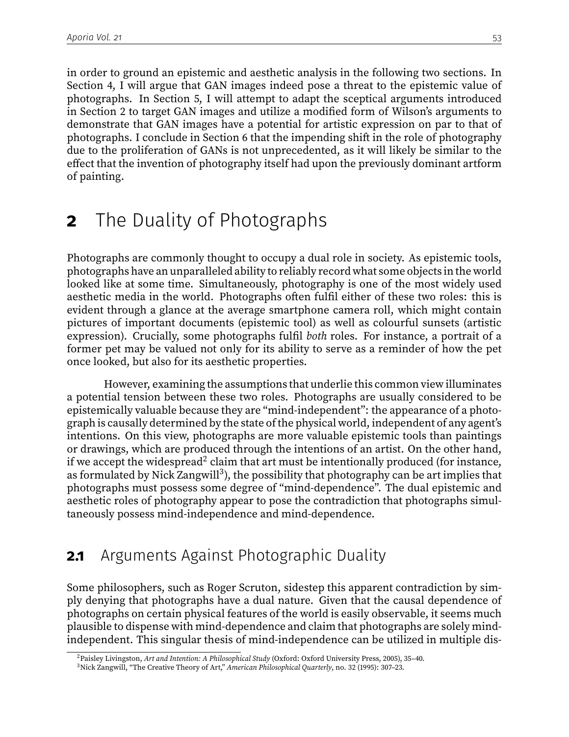in order to ground an epistemic and aesthetic analysis in the following two sections. In Section 4, I will argue that GAN images indeed pose a threat to the epistemic value of photographs. In Section 5, I will attempt to adapt the sceptical arguments introduced in Section 2 to target GAN images and utilize a modified form of Wilson's arguments to demonstrate that GAN images have a potential for artistic expression on par to that of photographs. I conclude in Section 6 that the impending shift in the role of photography due to the proliferation of GANs is not unprecedented, as it will likely be similar to the effect that the invention of photography itself had upon the previously dominant artform of painting.

# 2 The Duality of Photographs

Photographs are commonly thought to occupy a dual role in society. As epistemic tools, photographs have an unparalleled ability to reliably record what some objects in the world looked like at some time. Simultaneously, photography is one of the most widely used aesthetic media in the world. Photographs often fulfil either of these two roles: this is evident through a glance at the average smartphone camera roll, which might contain pictures of important documents (epistemic tool) as well as colourful sunsets (artistic expression). Crucially, some photographs fulfil *both* roles. For instance, a portrait of a former pet may be valued not only for its ability to serve as a reminder of how the pet once looked, but also for its aesthetic properties.

However, examining the assumptions that underlie this common view illuminates a potential tension between these two roles. Photographs are usually considered to be epistemically valuable because they are "mind-independent": the appearance of a photograph is causally determined by the state of the physical world, independent of any agent's intentions. On this view, photographs are more valuable epistemic tools than paintings or drawings, which are produced through the intentions of an artist. On the other hand, if we accept the widespread[2] claim that art must be intentionally produced (for instance, as formulated by Nick Zangwill[3]), the possibility that photography can be art implies that photographs must possess some degree of "mind-dependence". The dual epistemic and aesthetic roles of photography appear to pose the contradiction that photographs simultaneously possess mind-independence and mind-dependence.

## 2.1 Arguments Against Photographic Duality

Some philosophers, such as Roger Scruton, sidestep this apparent contradiction by simply denying that photographs have a dual nature. Given that the causal dependence of photographs on certain physical features of the world is easily observable, it seems much plausible to dispense with mind-dependence and claim that photographs are solely mind-independent. This singular thesis of mind-independence can be utilized in multiple dis-

[2] Paisley Livingston, *Art and Intention: A Philosophical Study* (Oxford: Oxford University Press, 2005), 35–40.

[3] Nick Zangwill, "The Creative Theory of Art," *American Philosophical Quarterly*, no. 32 (1995): 307–23.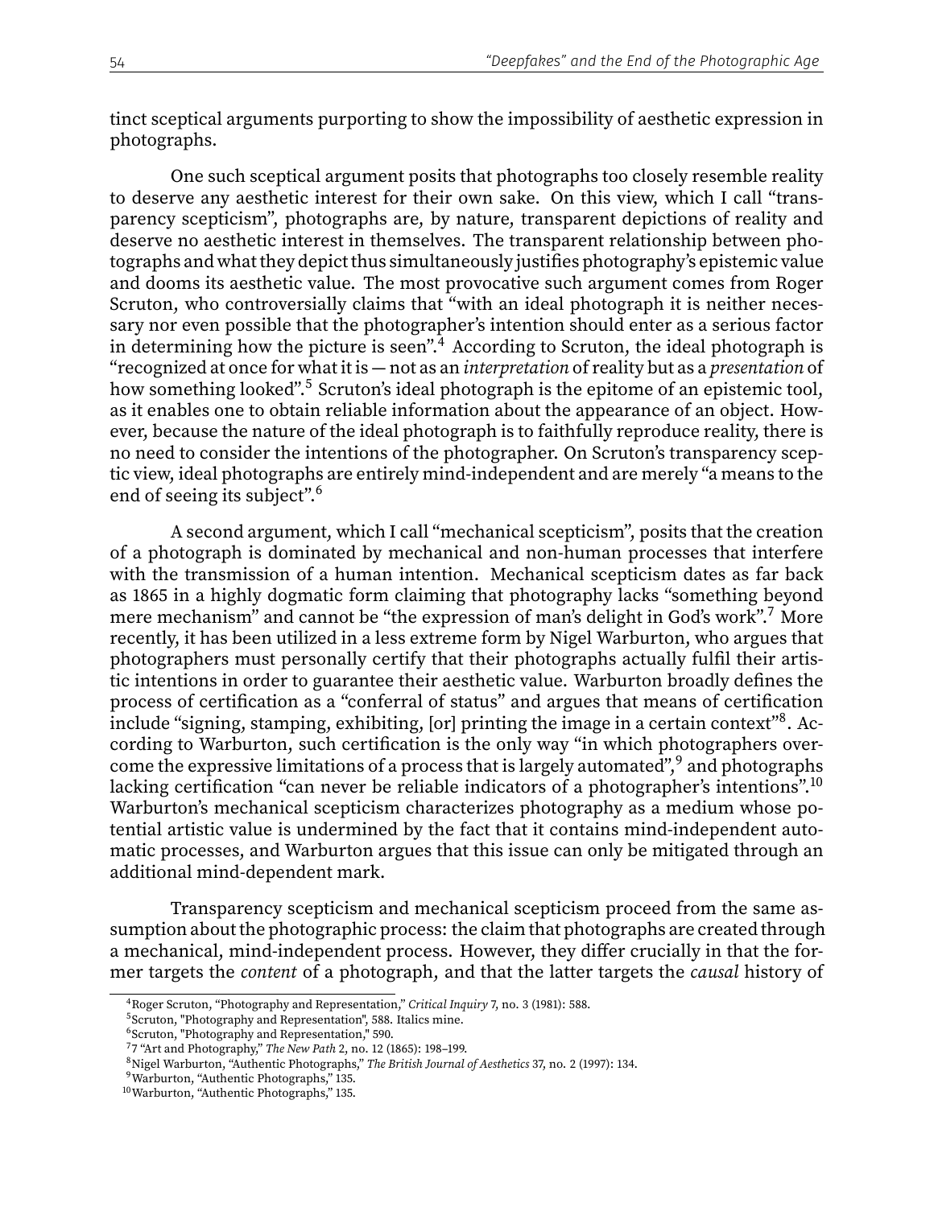tinct sceptical arguments purporting to show the impossibility of aesthetic expression in photographs.

One such sceptical argument posits that photographs too closely resemble reality to deserve any aesthetic interest for their own sake. On this view, which I call "transparency scepticism", photographs are, by nature, transparent depictions of reality and deserve no aesthetic interest in themselves. The transparent relationship between photographs and what they depict thus simultaneously justifies photography's epistemic value and dooms its aesthetic value. The most provocative such argument comes from Roger Scruton, who controversially claims that "with an ideal photograph it is neither necessary nor even possible that the photographer's intention should enter as a serious factor in determining how the picture is seen".[4] According to Scruton, the ideal photograph is "recognized at once for what it is — not as an *interpretation* of reality but as a *presentation* of how something looked".[5] Scruton's ideal photograph is the epitome of an epistemic tool, as it enables one to obtain reliable information about the appearance of an object. However, because the nature of the ideal photograph is to faithfully reproduce reality, there is no need to consider the intentions of the photographer. On Scruton's transparency sceptic view, ideal photographs are entirely mind-independent and are merely "a means to the end of seeing its subject".[6]

A second argument, which I call "mechanical scepticism", posits that the creation of a photograph is dominated by mechanical and non-human processes that interfere with the transmission of a human intention. Mechanical scepticism dates as far back as 1865 in a highly dogmatic form claiming that photography lacks "something beyond mere mechanism" and cannot be "the expression of man's delight in God's work".[7] More recently, it has been utilized in a less extreme form by Nigel Warburton, who argues that photographers must personally certify that their photographs actually fulfil their artistic intentions in order to guarantee their aesthetic value. Warburton broadly defines the process of certification as a "conferral of status" and argues that means of certification include "signing, stamping, exhibiting, [or] printing the image in a certain context"[8]. According to Warburton, such certification is the only way "in which photographers overcome the expressive limitations of a process that is largely automated",[9] and photographs lacking certification "can never be reliable indicators of a photographer's intentions".[10] Warburton's mechanical scepticism characterizes photography as a medium whose potential artistic value is undermined by the fact that it contains mind-independent automatic processes, and Warburton argues that this issue can only be mitigated through an additional mind-dependent mark.

Transparency scepticism and mechanical scepticism proceed from the same assumption about the photographic process: the claim that photographs are created through a mechanical, mind-independent process. However, they differ crucially in that the former targets the *content* of a photograph, and that the latter targets the *causal* history of

---

[4] Roger Scruton, "Photography and Representation," *Critical Inquiry* 7, no. 3 (1981): 588.

[5] Scruton, "Photography and Representation", 588. Italics mine.

[6] Scruton, "Photography and Representation," 590.

[7] 7 "Art and Photography," *The New Path* 2, no. 12 (1865): 198–199.

[8] Nigel Warburton, "Authentic Photographs," *The British Journal of Aesthetics* 37, no. 2 (1997): 134.

[9] Warburton, "Authentic Photographs," 135.

[10] Warburton, "Authentic Photographs," 135.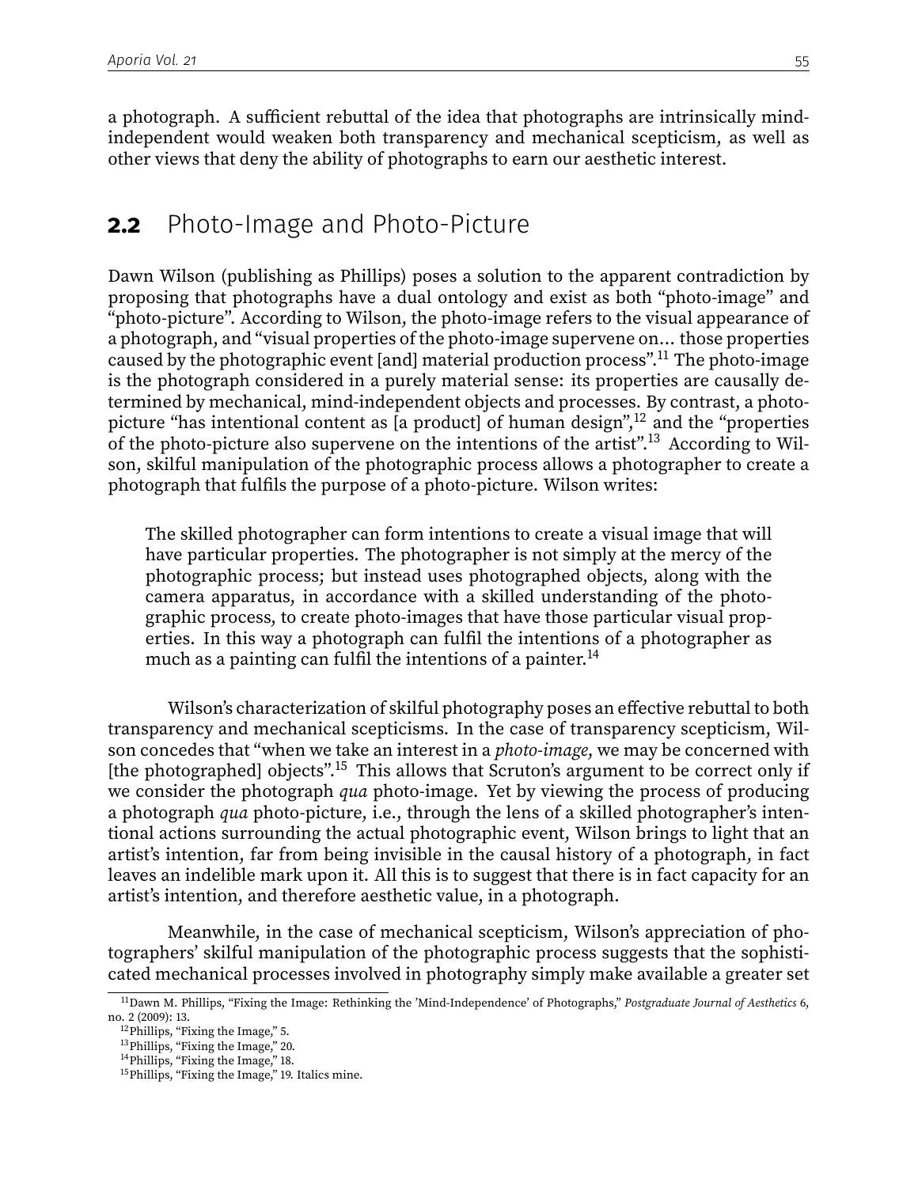a photograph. A sufficient rebuttal of the idea that photographs are intrinsically mind-independent would weaken both transparency and mechanical scepticism, as well as other views that deny the ability of photographs to earn our aesthetic interest.

## **2.2** Photo-Image and Photo-Picture

Dawn Wilson (publishing as Phillips) poses a solution to the apparent contradiction by proposing that photographs have a dual ontology and exist as both "photo-image" and "photo-picture". According to Wilson, the photo-image refers to the visual appearance of a photograph, and "visual properties of the photo-image supervene on… those properties caused by the photographic event [and] material production process".[11] The photo-image is the photograph considered in a purely material sense: its properties are causally determined by mechanical, mind-independent objects and processes. By contrast, a photo-picture "has intentional content as [a product] of human design",[12] and the "properties of the photo-picture also supervene on the intentions of the artist".[13] According to Wilson, skilful manipulation of the photographic process allows a photographer to create a photograph that fulfils the purpose of a photo-picture. Wilson writes:

> The skilled photographer can form intentions to create a visual image that will have particular properties. The photographer is not simply at the mercy of the photographic process; but instead uses photographed objects, along with the camera apparatus, in accordance with a skilled understanding of the photographic process, to create photo-images that have those particular visual properties. In this way a photograph can fulfil the intentions of a photographer as much as a painting can fulfil the intentions of a painter.[14]

Wilson's characterization of skilful photography poses an effective rebuttal to both transparency and mechanical scepticisms. In the case of transparency scepticism, Wilson concedes that "when we take an interest in a *photo-image*, we may be concerned with [the photographed] objects".[15] This allows that Scruton's argument to be correct only if we consider the photograph *qua* photo-image. Yet by viewing the process of producing a photograph *qua* photo-picture, i.e., through the lens of a skilled photographer's intentional actions surrounding the actual photographic event, Wilson brings to light that an artist's intention, far from being invisible in the causal history of a photograph, in fact leaves an indelible mark upon it. All this is to suggest that there is in fact capacity for an artist's intention, and therefore aesthetic value, in a photograph.

Meanwhile, in the case of mechanical scepticism, Wilson's appreciation of photographers' skilful manipulation of the photographic process suggests that the sophisticated mechanical processes involved in photography simply make available a greater set

---

[11] Dawn M. Phillips, "Fixing the Image: Rethinking the 'Mind-Independence' of Photographs," *Postgraduate Journal of Aesthetics* 6, no. 2 (2009): 13.

[12] Phillips, "Fixing the Image," 5.

[13] Phillips, "Fixing the Image," 20.

[14] Phillips, "Fixing the Image," 18.

[15] Phillips, "Fixing the Image," 19. Italics mine.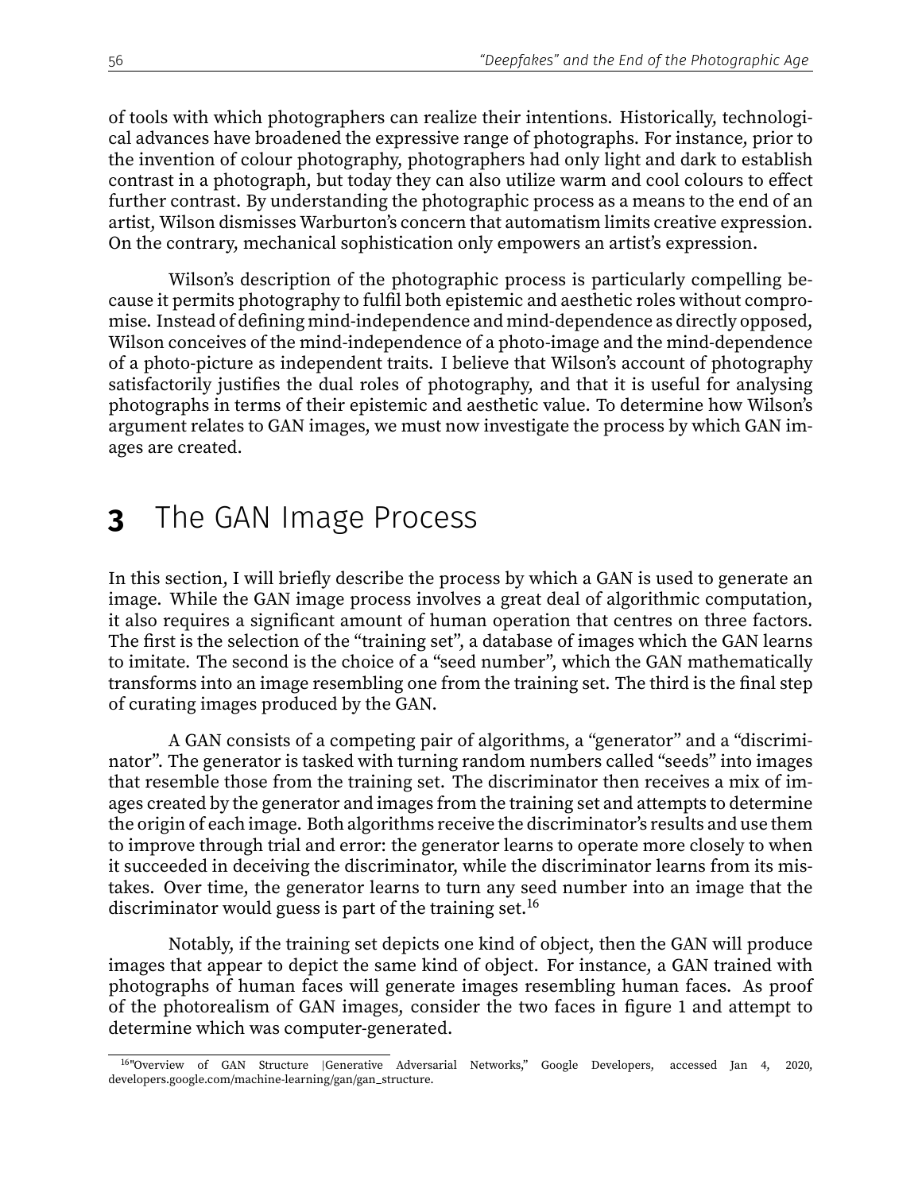of tools with which photographers can realize their intentions. Historically, technological advances have broadened the expressive range of photographs. For instance, prior to the invention of colour photography, photographers had only light and dark to establish contrast in a photograph, but today they can also utilize warm and cool colours to effect further contrast. By understanding the photographic process as a means to the end of an artist, Wilson dismisses Warburton's concern that automatism limits creative expression. On the contrary, mechanical sophistication only empowers an artist's expression.

Wilson's description of the photographic process is particularly compelling because it permits photography to fulfil both epistemic and aesthetic roles without compromise. Instead of defining mind-independence and mind-dependence as directly opposed, Wilson conceives of the mind-independence of a photo-image and the mind-dependence of a photo-picture as independent traits. I believe that Wilson's account of photography satisfactorily justifies the dual roles of photography, and that it is useful for analysing photographs in terms of their epistemic and aesthetic value. To determine how Wilson's argument relates to GAN images, we must now investigate the process by which GAN images are created.

# 3 The GAN Image Process

In this section, I will briefly describe the process by which a GAN is used to generate an image. While the GAN image process involves a great deal of algorithmic computation, it also requires a significant amount of human operation that centres on three factors. The first is the selection of the "training set", a database of images which the GAN learns to imitate. The second is the choice of a "seed number", which the GAN mathematically transforms into an image resembling one from the training set. The third is the final step of curating images produced by the GAN.

A GAN consists of a competing pair of algorithms, a "generator" and a "discriminator". The generator is tasked with turning random numbers called "seeds" into images that resemble those from the training set. The discriminator then receives a mix of images created by the generator and images from the training set and attempts to determine the origin of each image. Both algorithms receive the discriminator's results and use them to improve through trial and error: the generator learns to operate more closely to when it succeeded in deceiving the discriminator, while the discriminator learns from its mistakes. Over time, the generator learns to turn any seed number into an image that the discriminator would guess is part of the training set.[16]

Notably, if the training set depicts one kind of object, then the GAN will produce images that appear to depict the same kind of object. For instance, a GAN trained with photographs of human faces will generate images resembling human faces. As proof of the photorealism of GAN images, consider the two faces in figure 1 and attempt to determine which was computer-generated.

[16] "Overview of GAN Structure |Generative Adversarial Networks," Google Developers, accessed Jan 4, 2020, developers.google.com/machine-learning/gan/gan_structure.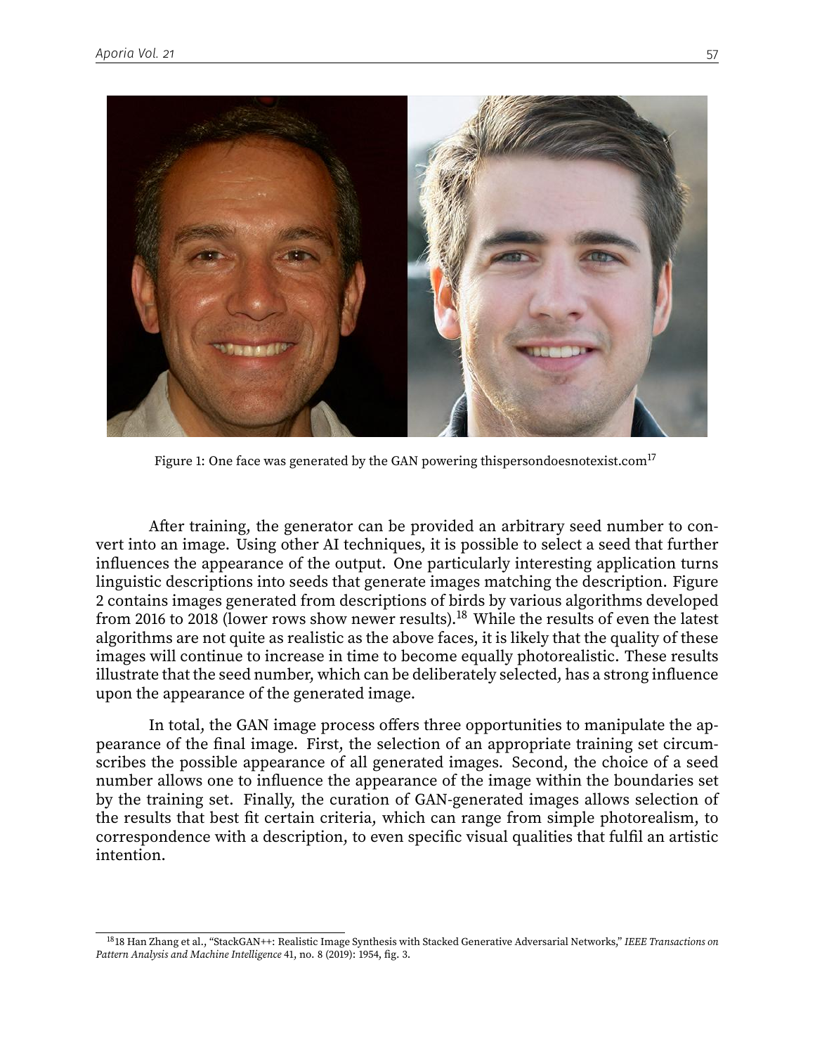Figure 1: One face was generated by the GAN powering thispersondoesnotexist.com[17]

After training, the generator can be provided an arbitrary seed number to convert into an image. Using other AI techniques, it is possible to select a seed that further influences the appearance of the output. One particularly interesting application turns linguistic descriptions into seeds that generate images matching the description. Figure 2 contains images generated from descriptions of birds by various algorithms developed from 2016 to 2018 (lower rows show newer results).[18] While the results of even the latest algorithms are not quite as realistic as the above faces, it is likely that the quality of these images will continue to increase in time to become equally photorealistic. These results illustrate that the seed number, which can be deliberately selected, has a strong influence upon the appearance of the generated image.

In total, the GAN image process offers three opportunities to manipulate the appearance of the final image. First, the selection of an appropriate training set circumscribes the possible appearance of all generated images. Second, the choice of a seed number allows one to influence the appearance of the image within the boundaries set by the training set. Finally, the curation of GAN-generated images allows selection of the results that best fit certain criteria, which can range from simple photorealism, to correspondence with a description, to even specific visual qualities that fulfil an artistic intention.

---

[18] 18 Han Zhang et al., "StackGAN++: Realistic Image Synthesis with Stacked Generative Adversarial Networks," *IEEE Transactions on Pattern Analysis and Machine Intelligence* 41, no. 8 (2019): 1954, fig. 3.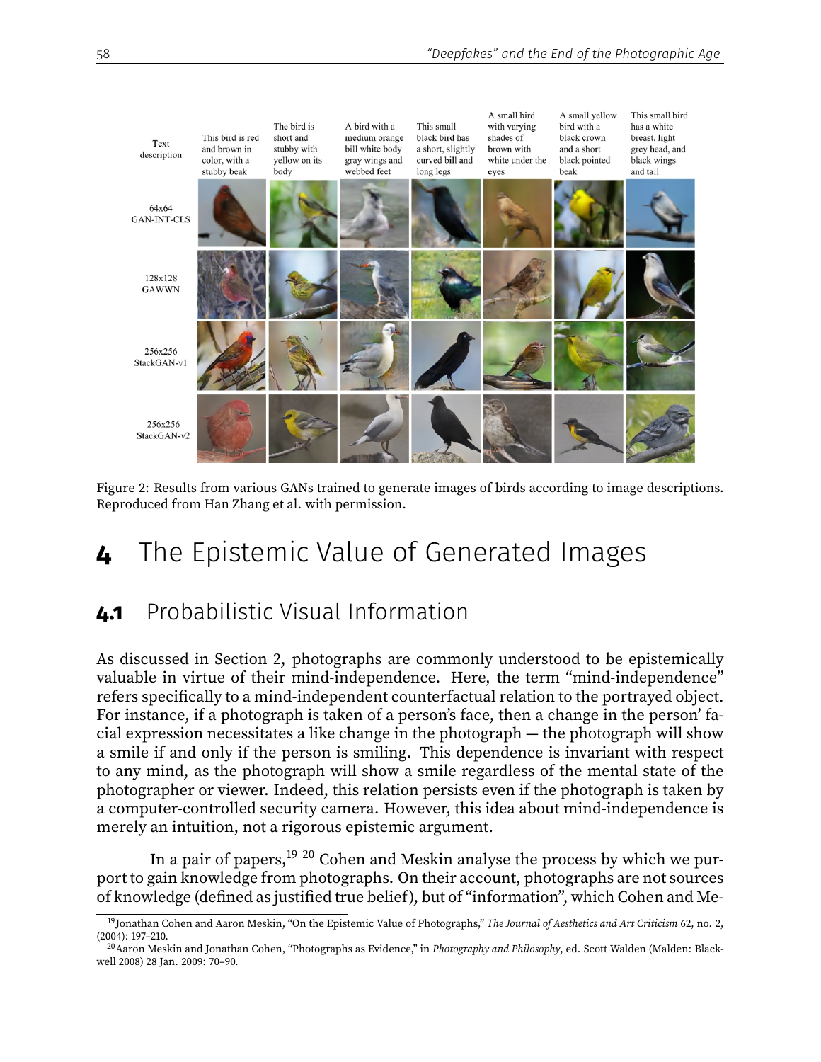Figure 2: Results from various GANs trained to generate images of birds according to image descriptions. Reproduced from Han Zhang et al. with permission.

# 4 The Epistemic Value of Generated Images

## 4.1 Probabilistic Visual Information

As discussed in Section 2, photographs are commonly understood to be epistemically valuable in virtue of their mind-independence. Here, the term "mind-independence" refers specifically to a mind-independent counterfactual relation to the portrayed object. For instance, if a photograph is taken of a person's face, then a change in the person' facial expression necessitates a like change in the photograph — the photograph will show a smile if and only if the person is smiling. This dependence is invariant with respect to any mind, as the photograph will show a smile regardless of the mental state of the photographer or viewer. Indeed, this relation persists even if the photograph is taken by a computer-controlled security camera. However, this idea about mind-independence is merely an intuition, not a rigorous epistemic argument.

In a pair of papers,[19] [20] Cohen and Meskin analyse the process by which we purport to gain knowledge from photographs. On their account, photographs are not sources of knowledge (defined as justified true belief), but of "information", which Cohen and Me-

[19] Jonathan Cohen and Aaron Meskin, "On the Epistemic Value of Photographs," *The Journal of Aesthetics and Art Criticism* 62, no. 2, (2004): 197–210.

[20] Aaron Meskin and Jonathan Cohen, "Photographs as Evidence," in *Photography and Philosophy*, ed. Scott Walden (Malden: Blackwell 2008) 28 Jan. 2009: 70–90.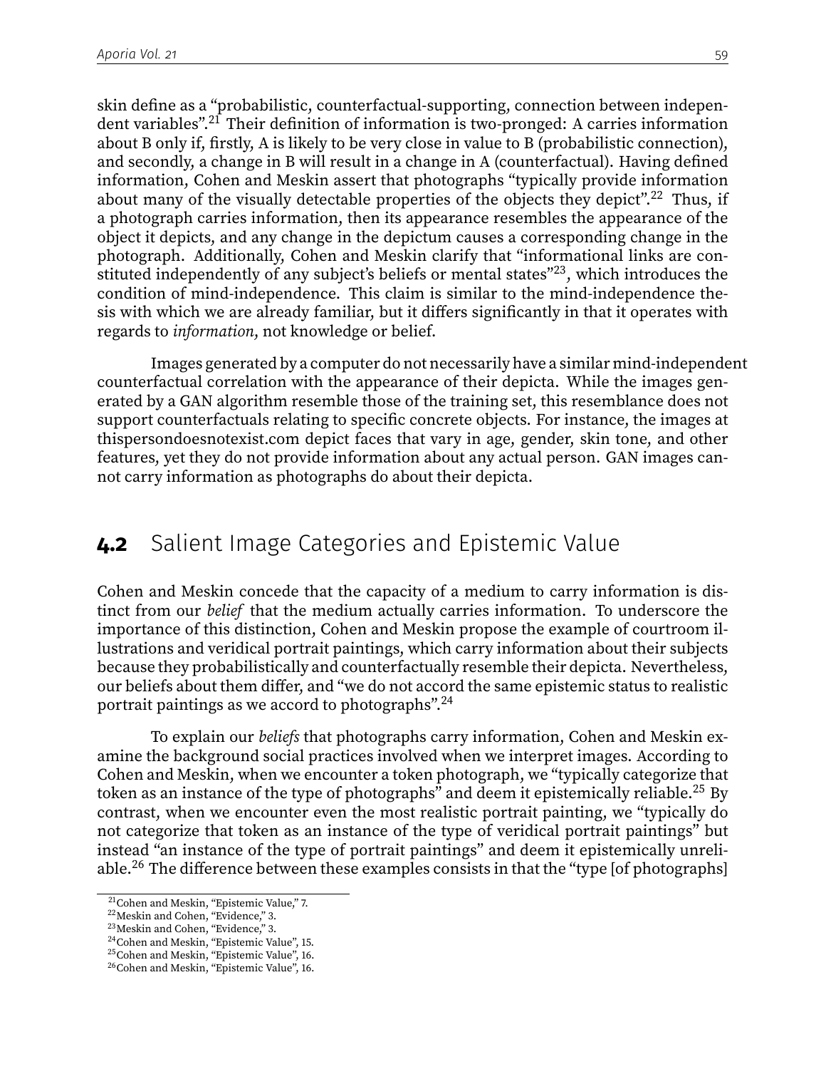skin define as a "probabilistic, counterfactual-supporting, connection between independent variables".[21] Their definition of information is two-pronged: A carries information about B only if, firstly, A is likely to be very close in value to B (probabilistic connection), and secondly, a change in B will result in a change in A (counterfactual). Having defined information, Cohen and Meskin assert that photographs "typically provide information about many of the visually detectable properties of the objects they depict".[22] Thus, if a photograph carries information, then its appearance resembles the appearance of the object it depicts, and any change in the depictum causes a corresponding change in the photograph. Additionally, Cohen and Meskin clarify that "informational links are constituted independently of any subject's beliefs or mental states"[23], which introduces the condition of mind-independence. This claim is similar to the mind-independence thesis with which we are already familiar, but it differs significantly in that it operates with regards to *information*, not knowledge or belief.

Images generated by a computer do not necessarily have a similar mind-independent counterfactual correlation with the appearance of their depicta. While the images generated by a GAN algorithm resemble those of the training set, this resemblance does not support counterfactuals relating to specific concrete objects. For instance, the images at thispersondoesnotexist.com depict faces that vary in age, gender, skin tone, and other features, yet they do not provide information about any actual person. GAN images cannot carry information as photographs do about their depicta.

## **4.2** Salient Image Categories and Epistemic Value

Cohen and Meskin concede that the capacity of a medium to carry information is distinct from our *belief* that the medium actually carries information. To underscore the importance of this distinction, Cohen and Meskin propose the example of courtroom illustrations and veridical portrait paintings, which carry information about their subjects because they probabilistically and counterfactually resemble their depicta. Nevertheless, our beliefs about them differ, and "we do not accord the same epistemic status to realistic portrait paintings as we accord to photographs".[24]

To explain our *beliefs* that photographs carry information, Cohen and Meskin examine the background social practices involved when we interpret images. According to Cohen and Meskin, when we encounter a token photograph, we "typically categorize that token as an instance of the type of photographs" and deem it epistemically reliable.[25] By contrast, when we encounter even the most realistic portrait painting, we "typically do not categorize that token as an instance of the type of veridical portrait paintings" but instead "an instance of the type of portrait paintings" and deem it epistemically unreliable.[26] The difference between these examples consists in that the "type [of photographs]

[21] Cohen and Meskin, "Epistemic Value," 7.
[22] Meskin and Cohen, "Evidence," 3.
[23] Meskin and Cohen, "Evidence," 3.
[24] Cohen and Meskin, "Epistemic Value", 15.
[25] Cohen and Meskin, "Epistemic Value", 16.
[26] Cohen and Meskin, "Epistemic Value", 16.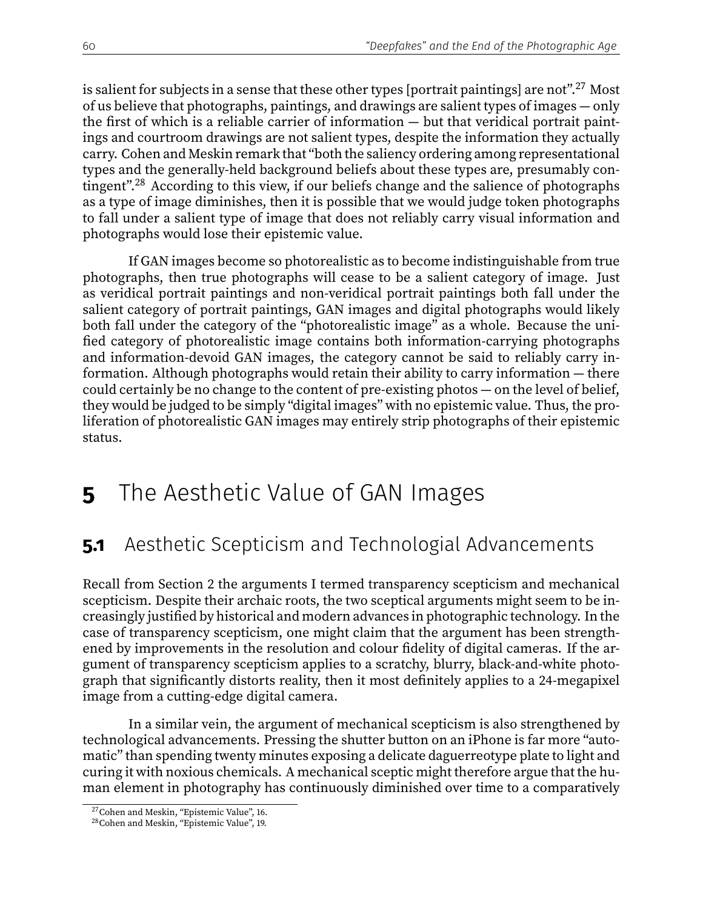is salient for subjects in a sense that these other types [portrait paintings] are not".[27] Most of us believe that photographs, paintings, and drawings are salient types of images — only the first of which is a reliable carrier of information — but that veridical portrait paintings and courtroom drawings are not salient types, despite the information they actually carry. Cohen and Meskin remark that "both the saliency ordering among representational types and the generally-held background beliefs about these types are, presumably contingent".[28] According to this view, if our beliefs change and the salience of photographs as a type of image diminishes, then it is possible that we would judge token photographs to fall under a salient type of image that does not reliably carry visual information and photographs would lose their epistemic value.

If GAN images become so photorealistic as to become indistinguishable from true photographs, then true photographs will cease to be a salient category of image. Just as veridical portrait paintings and non-veridical portrait paintings both fall under the salient category of portrait paintings, GAN images and digital photographs would likely both fall under the category of the "photorealistic image" as a whole. Because the unified category of photorealistic image contains both information-carrying photographs and information-devoid GAN images, the category cannot be said to reliably carry information. Although photographs would retain their ability to carry information — there could certainly be no change to the content of pre-existing photos — on the level of belief, they would be judged to be simply "digital images" with no epistemic value. Thus, the proliferation of photorealistic GAN images may entirely strip photographs of their epistemic status.

# 5 The Aesthetic Value of GAN Images

## 5.1 Aesthetic Scepticism and Technologial Advancements

Recall from Section 2 the arguments I termed transparency scepticism and mechanical scepticism. Despite their archaic roots, the two sceptical arguments might seem to be increasingly justified by historical and modern advances in photographic technology. In the case of transparency scepticism, one might claim that the argument has been strengthened by improvements in the resolution and colour fidelity of digital cameras. If the argument of transparency scepticism applies to a scratchy, blurry, black-and-white photograph that significantly distorts reality, then it most definitely applies to a 24-megapixel image from a cutting-edge digital camera.

In a similar vein, the argument of mechanical scepticism is also strengthened by technological advancements. Pressing the shutter button on an iPhone is far more "automatic" than spending twenty minutes exposing a delicate daguerreotype plate to light and curing it with noxious chemicals. A mechanical sceptic might therefore argue that the human element in photography has continuously diminished over time to a comparatively

[27] Cohen and Meskin, "Epistemic Value", 16.

[28] Cohen and Meskin, "Epistemic Value", 19.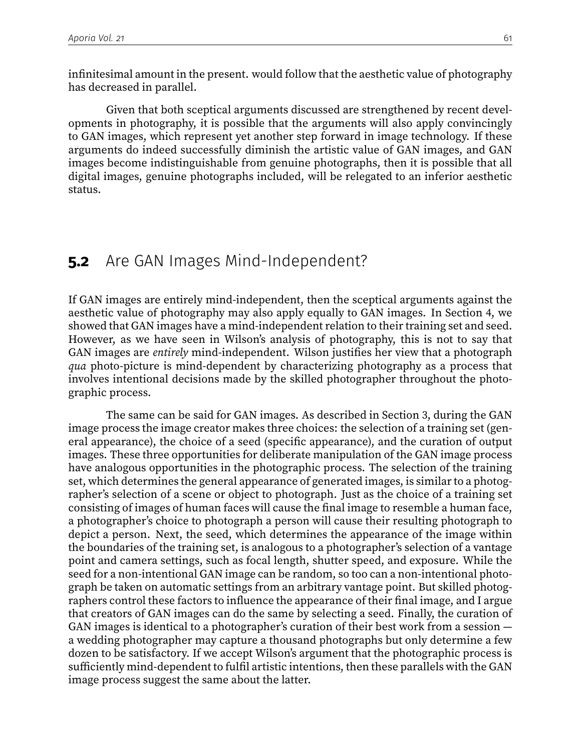infinitesimal amount in the present. would follow that the aesthetic value of photography has decreased in parallel.

Given that both sceptical arguments discussed are strengthened by recent developments in photography, it is possible that the arguments will also apply convincingly to GAN images, which represent yet another step forward in image technology. If these arguments do indeed successfully diminish the artistic value of GAN images, and GAN images become indistinguishable from genuine photographs, then it is possible that all digital images, genuine photographs included, will be relegated to an inferior aesthetic status.

## **5.2** Are GAN Images Mind-Independent?

If GAN images are entirely mind-independent, then the sceptical arguments against the aesthetic value of photography may also apply equally to GAN images. In Section 4, we showed that GAN images have a mind-independent relation to their training set and seed. However, as we have seen in Wilson's analysis of photography, this is not to say that GAN images are *entirely* mind-independent. Wilson justifies her view that a photograph *qua* photo-picture is mind-dependent by characterizing photography as a process that involves intentional decisions made by the skilled photographer throughout the photographic process.

The same can be said for GAN images. As described in Section 3, during the GAN image process the image creator makes three choices: the selection of a training set (general appearance), the choice of a seed (specific appearance), and the curation of output images. These three opportunities for deliberate manipulation of the GAN image process have analogous opportunities in the photographic process. The selection of the training set, which determines the general appearance of generated images, is similar to a photographer's selection of a scene or object to photograph. Just as the choice of a training set consisting of images of human faces will cause the final image to resemble a human face, a photographer's choice to photograph a person will cause their resulting photograph to depict a person. Next, the seed, which determines the appearance of the image within the boundaries of the training set, is analogous to a photographer's selection of a vantage point and camera settings, such as focal length, shutter speed, and exposure. While the seed for a non-intentional GAN image can be random, so too can a non-intentional photograph be taken on automatic settings from an arbitrary vantage point. But skilled photographers control these factors to influence the appearance of their final image, and I argue that creators of GAN images can do the same by selecting a seed. Finally, the curation of GAN images is identical to a photographer's curation of their best work from a session — a wedding photographer may capture a thousand photographs but only determine a few dozen to be satisfactory. If we accept Wilson's argument that the photographic process is sufficiently mind-dependent to fulfil artistic intentions, then these parallels with the GAN image process suggest the same about the latter.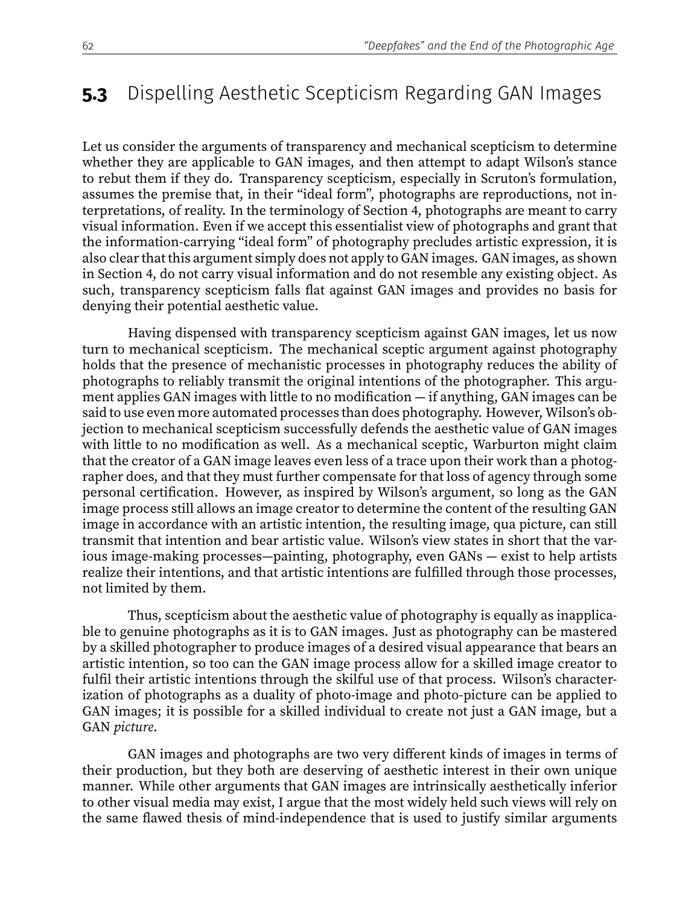## 5.3 Dispelling Aesthetic Scepticism Regarding GAN Images

Let us consider the arguments of transparency and mechanical scepticism to determine whether they are applicable to GAN images, and then attempt to adapt Wilson's stance to rebut them if they do. Transparency scepticism, especially in Scruton's formulation, assumes the premise that, in their "ideal form", photographs are reproductions, not interpretations, of reality. In the terminology of Section 4, photographs are meant to carry visual information. Even if we accept this essentialist view of photographs and grant that the information-carrying "ideal form" of photography precludes artistic expression, it is also clear that this argument simply does not apply to GAN images. GAN images, as shown in Section 4, do not carry visual information and do not resemble any existing object. As such, transparency scepticism falls flat against GAN images and provides no basis for denying their potential aesthetic value.

Having dispensed with transparency scepticism against GAN images, let us now turn to mechanical scepticism. The mechanical sceptic argument against photography holds that the presence of mechanistic processes in photography reduces the ability of photographs to reliably transmit the original intentions of the photographer. This argument applies GAN images with little to no modification — if anything, GAN images can be said to use even more automated processes than does photography. However, Wilson's objection to mechanical scepticism successfully defends the aesthetic value of GAN images with little to no modification as well. As a mechanical sceptic, Warburton might claim that the creator of a GAN image leaves even less of a trace upon their work than a photographer does, and that they must further compensate for that loss of agency through some personal certification. However, as inspired by Wilson's argument, so long as the GAN image process still allows an image creator to determine the content of the resulting GAN image in accordance with an artistic intention, the resulting image, qua picture, can still transmit that intention and bear artistic value. Wilson's view states in short that the various image-making processes—painting, photography, even GANs — exist to help artists realize their intentions, and that artistic intentions are fulfilled through those processes, not limited by them.

Thus, scepticism about the aesthetic value of photography is equally as inapplicable to genuine photographs as it is to GAN images. Just as photography can be mastered by a skilled photographer to produce images of a desired visual appearance that bears an artistic intention, so too can the GAN image process allow for a skilled image creator to fulfil their artistic intentions through the skilful use of that process. Wilson's characterization of photographs as a duality of photo-image and photo-picture can be applied to GAN images; it is possible for a skilled individual to create not just a GAN image, but a GAN *picture*.

GAN images and photographs are two very different kinds of images in terms of their production, but they both are deserving of aesthetic interest in their own unique manner. While other arguments that GAN images are intrinsically aesthetically inferior to other visual media may exist, I argue that the most widely held such views will rely on the same flawed thesis of mind-independence that is used to justify similar arguments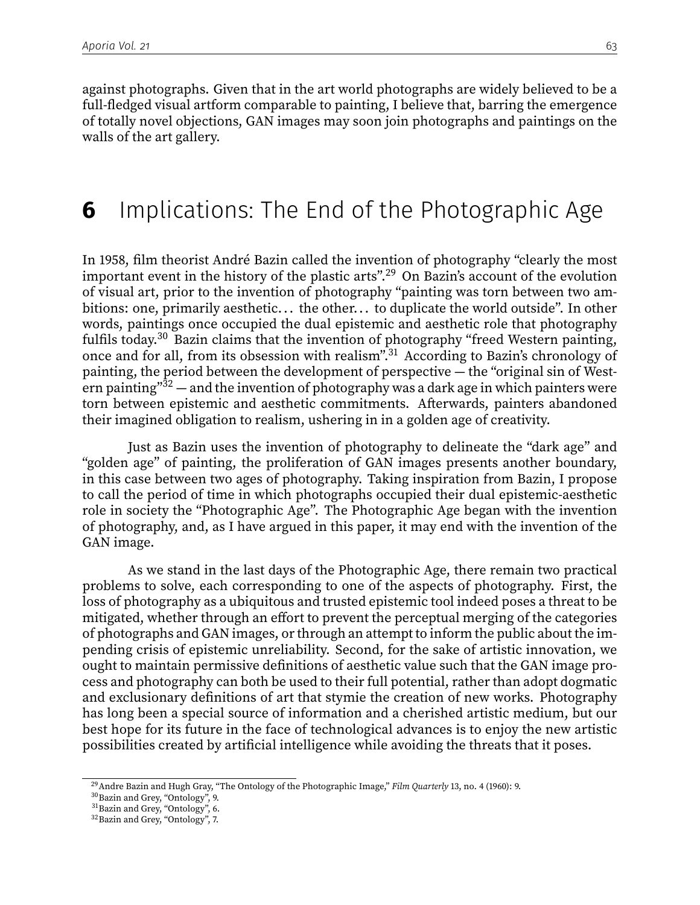against photographs. Given that in the art world photographs are widely believed to be a full-fledged visual artform comparable to painting, I believe that, barring the emergence of totally novel objections, GAN images may soon join photographs and paintings on the walls of the art gallery.

# 6 Implications: The End of the Photographic Age

In 1958, film theorist André Bazin called the invention of photography "clearly the most important event in the history of the plastic arts".[29] On Bazin's account of the evolution of visual art, prior to the invention of photography "painting was torn between two ambitions: one, primarily aesthetic... the other... to duplicate the world outside". In other words, paintings once occupied the dual epistemic and aesthetic role that photography fulfils today.[30] Bazin claims that the invention of photography "freed Western painting, once and for all, from its obsession with realism".[31] According to Bazin's chronology of painting, the period between the development of perspective — the "original sin of Western painting"[32] — and the invention of photography was a dark age in which painters were torn between epistemic and aesthetic commitments. Afterwards, painters abandoned their imagined obligation to realism, ushering in in a golden age of creativity.

Just as Bazin uses the invention of photography to delineate the "dark age" and "golden age" of painting, the proliferation of GAN images presents another boundary, in this case between two ages of photography. Taking inspiration from Bazin, I propose to call the period of time in which photographs occupied their dual epistemic-aesthetic role in society the "Photographic Age". The Photographic Age began with the invention of photography, and, as I have argued in this paper, it may end with the invention of the GAN image.

As we stand in the last days of the Photographic Age, there remain two practical problems to solve, each corresponding to one of the aspects of photography. First, the loss of photography as a ubiquitous and trusted epistemic tool indeed poses a threat to be mitigated, whether through an effort to prevent the perceptual merging of the categories of photographs and GAN images, or through an attempt to inform the public about the impending crisis of epistemic unreliability. Second, for the sake of artistic innovation, we ought to maintain permissive definitions of aesthetic value such that the GAN image process and photography can both be used to their full potential, rather than adopt dogmatic and exclusionary definitions of art that stymie the creation of new works. Photography has long been a special source of information and a cherished artistic medium, but our best hope for its future in the face of technological advances is to enjoy the new artistic possibilities created by artificial intelligence while avoiding the threats that it poses.

[29] Andre Bazin and Hugh Gray, "The Ontology of the Photographic Image," *Film Quarterly* 13, no. 4 (1960): 9.

[30] Bazin and Grey, "Ontology", 9.

[31] Bazin and Grey, "Ontology", 6.

[32] Bazin and Grey, "Ontology", 7.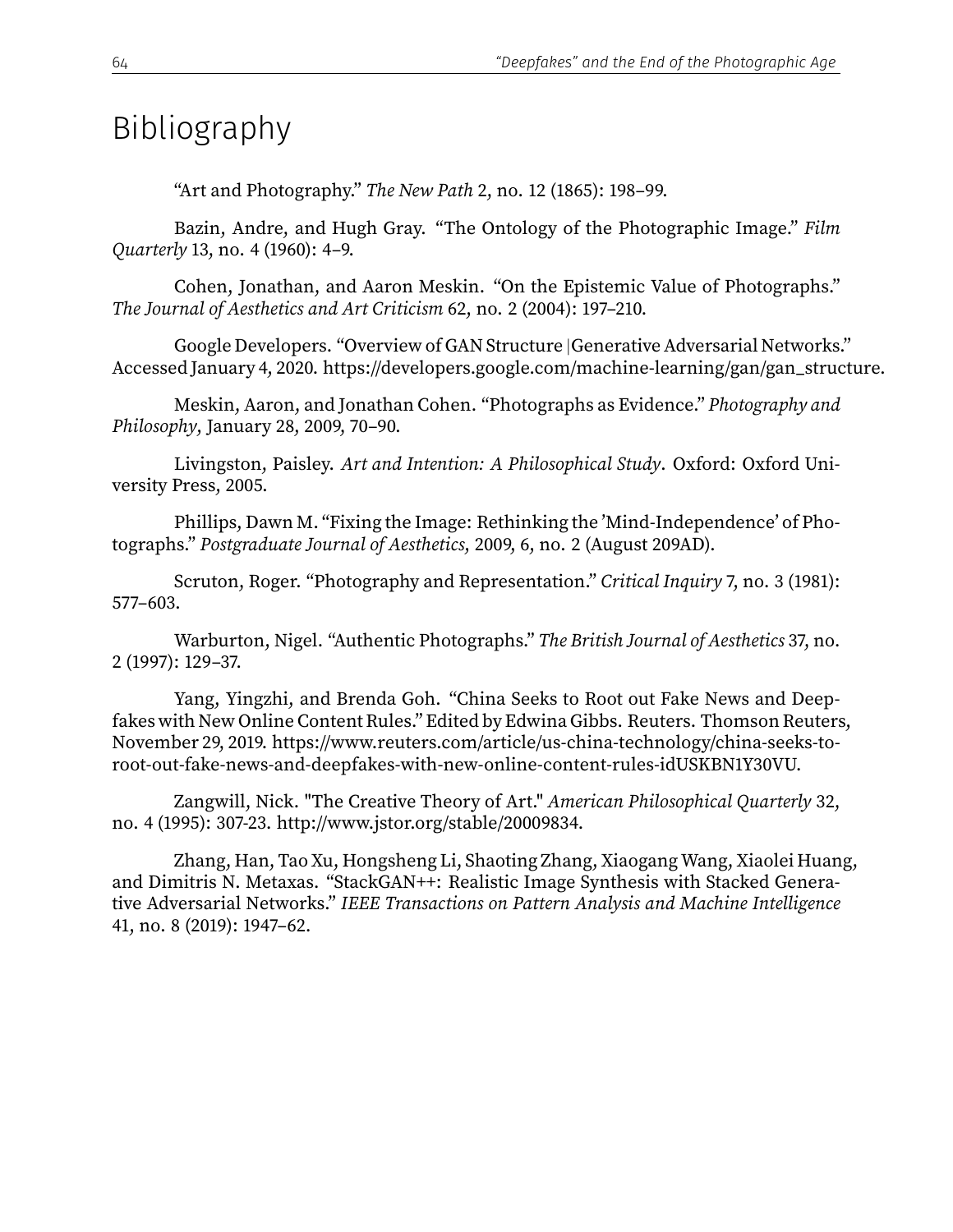# Bibliography

"Art and Photography." *The New Path* 2, no. 12 (1865): 198–99.

Bazin, Andre, and Hugh Gray. "The Ontology of the Photographic Image." *Film Quarterly* 13, no. 4 (1960): 4–9.

Cohen, Jonathan, and Aaron Meskin. "On the Epistemic Value of Photographs." *The Journal of Aesthetics and Art Criticism* 62, no. 2 (2004): 197–210.

Google Developers. "Overview of GAN Structure |Generative Adversarial Networks." Accessed January 4, 2020. https://developers.google.com/machine-learning/gan/gan_structure.

Meskin, Aaron, and Jonathan Cohen. "Photographs as Evidence." *Photography and Philosophy*, January 28, 2009, 70–90.

Livingston, Paisley. *Art and Intention: A Philosophical Study*. Oxford: Oxford University Press, 2005.

Phillips, Dawn M. "Fixing the Image: Rethinking the 'Mind-Independence' of Photographs." *Postgraduate Journal of Aesthetics*, 2009, 6, no. 2 (August 209AD).

Scruton, Roger. "Photography and Representation." *Critical Inquiry* 7, no. 3 (1981): 577–603.

Warburton, Nigel. "Authentic Photographs." *The British Journal of Aesthetics* 37, no. 2 (1997): 129–37.

Yang, Yingzhi, and Brenda Goh. "China Seeks to Root out Fake News and Deepfakes with New Online Content Rules." Edited by Edwina Gibbs. Reuters. Thomson Reuters, November 29, 2019. https://www.reuters.com/article/us-china-technology/china-seeks-to-root-out-fake-news-and-deepfakes-with-new-online-content-rules-idUSKBN1Y30VU.

Zangwill, Nick. "The Creative Theory of Art." *American Philosophical Quarterly* 32, no. 4 (1995): 307-23. http://www.jstor.org/stable/20009834.

Zhang, Han, Tao Xu, Hongsheng Li, Shaoting Zhang, Xiaogang Wang, Xiaolei Huang, and Dimitris N. Metaxas. "StackGAN++: Realistic Image Synthesis with Stacked Generative Adversarial Networks." *IEEE Transactions on Pattern Analysis and Machine Intelligence* 41, no. 8 (2019): 1947–62.